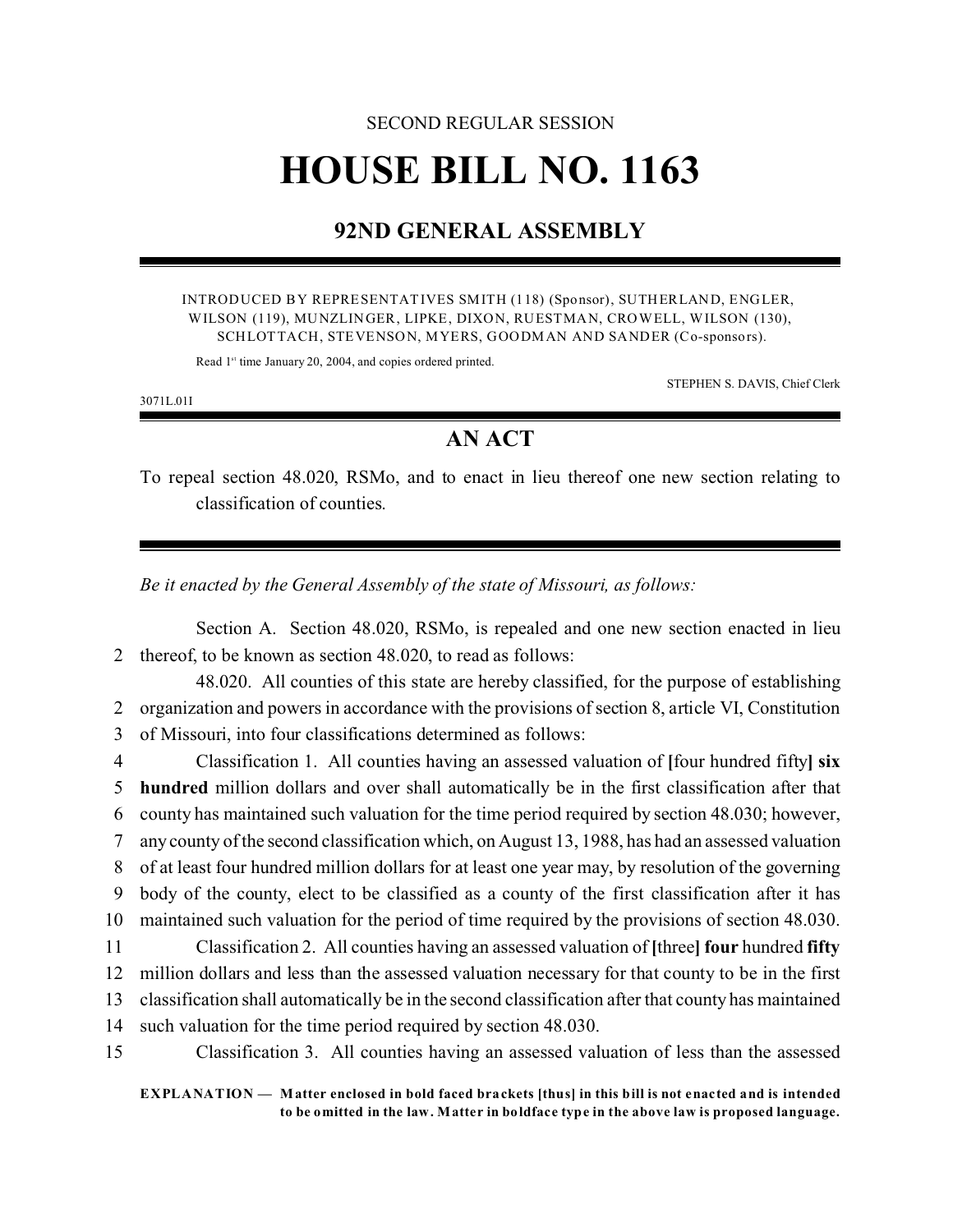SECOND REGULAR SESSION

# HOUSE BILL NO. 1163

## 92ND GENERAL ASSEMBLY

INTRODUCED BY REPRESENTATIVES SMITH (118) (Sponsor), SUTHERLAND, ENGLER, WILSON (119), MUNZLINGER, LIPKE, DIXON, RUESTMAN, CROWELL, WILSON (130), SCHLOTTACH, STEVENSON, MYERS, GOODMAN AND SANDER (Co-sponsors).

Read 1st time January 20, 2004, and copies ordered printed.

STEPHEN S. DAVIS, Chief Clerk

3071L.01I

## AN ACT

To repeal section 48.020, RSMo, and to enact in lieu thereof one new section relating to classification of counties.

*Be it enacted by the General Assembly of the state of Missouri, as follows:*

Section A. Section 48.020, RSMo, is repealed and one new section enacted in lieu thereof, to be known as section 48.020, to read as follows:

48.020. All counties of this state are hereby classified, for the purpose of establishing organization and powers in accordance with the provisions of section 8, article VI, Constitution of Missouri, into four classifications determined as follows:

Classification 1. All counties having an assessed valuation of **[**four hundred fifty**]** **six hundred** million dollars and over shall automatically be in the first classification after that county has maintained such valuation for the time period required by section 48.030; however, any county of the second classification which, on August 13, 1988, has had an assessed valuation of at least four hundred million dollars for at least one year may, by resolution of the governing body of the county, elect to be classified as a county of the first classification after it has maintained such valuation for the period of time required by the provisions of section 48.030.

Classification 2. All counties having an assessed valuation of **[**three**]** **four** hundred **fifty** million dollars and less than the assessed valuation necessary for that county to be in the first classification shall automatically be in the second classification after that county has maintained such valuation for the time period required by section 48.030.

Classification 3. All counties having an assessed valuation of less than the assessed

**EXPLANATION — Matter enclosed in bold faced brackets [thus] in this bill is not enacted and is intended to be omitted in the law. Matter in boldface type in the above law is proposed language.**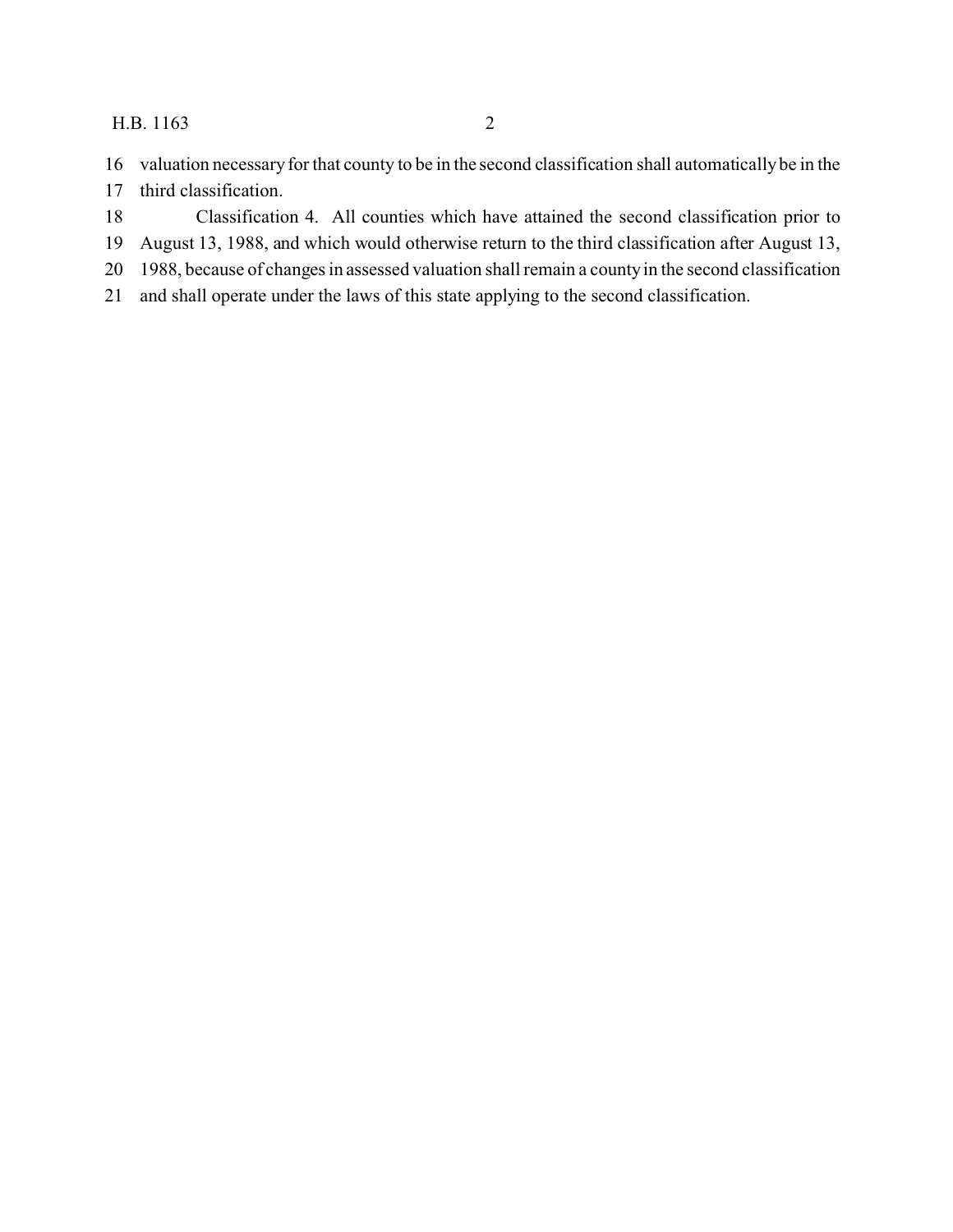valuation necessary for that county to be in the second classification shall automatically be in the third classification.

Classification 4. All counties which have attained the second classification prior to August 13, 1988, and which would otherwise return to the third classification after August 13, 1988, because of changes in assessed valuation shall remain a county in the second classification and shall operate under the laws of this state applying to the second classification.